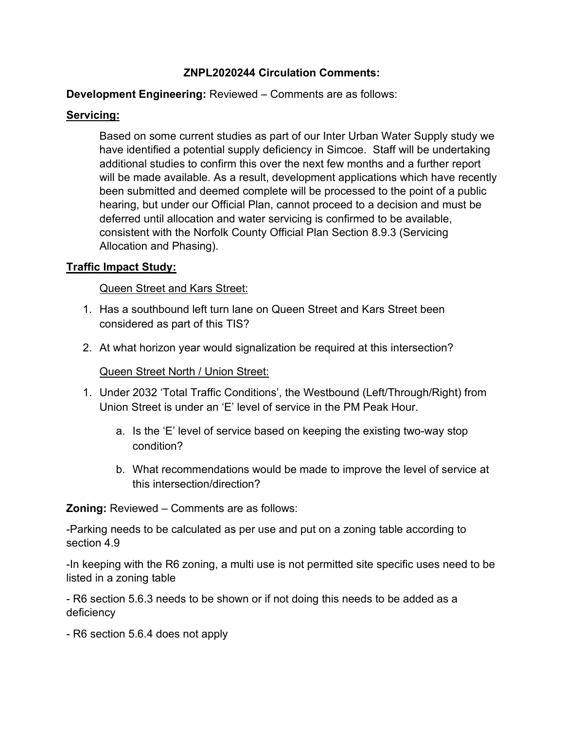# ZNPL2020244 Circulation Comments:

**Development Engineering:** Reviewed – Comments are as follows:

**Servicing:**

Based on some current studies as part of our Inter Urban Water Supply study we have identified a potential supply deficiency in Simcoe. Staff will be undertaking additional studies to confirm this over the next few months and a further report will be made available. As a result, development applications which have recently been submitted and deemed complete will be processed to the point of a public hearing, but under our Official Plan, cannot proceed to a decision and must be deferred until allocation and water servicing is confirmed to be available, consistent with the Norfolk County Official Plan Section 8.9.3 (Servicing Allocation and Phasing).

**Traffic Impact Study:**

Queen Street and Kars Street:

1. Has a southbound left turn lane on Queen Street and Kars Street been considered as part of this TIS?
2. At what horizon year would signalization be required at this intersection?

Queen Street North / Union Street:

1. Under 2032 'Total Traffic Conditions', the Westbound (Left/Through/Right) from Union Street is under an 'E' level of service in the PM Peak Hour.
   a. Is the 'E' level of service based on keeping the existing two-way stop condition?
   b. What recommendations would be made to improve the level of service at this intersection/direction?

**Zoning:** Reviewed – Comments are as follows:

-Parking needs to be calculated as per use and put on a zoning table according to section 4.9

-In keeping with the R6 zoning, a multi use is not permitted site specific uses need to be listed in a zoning table

- R6 section 5.6.3 needs to be shown or if not doing this needs to be added as a deficiency

- R6 section 5.6.4 does not apply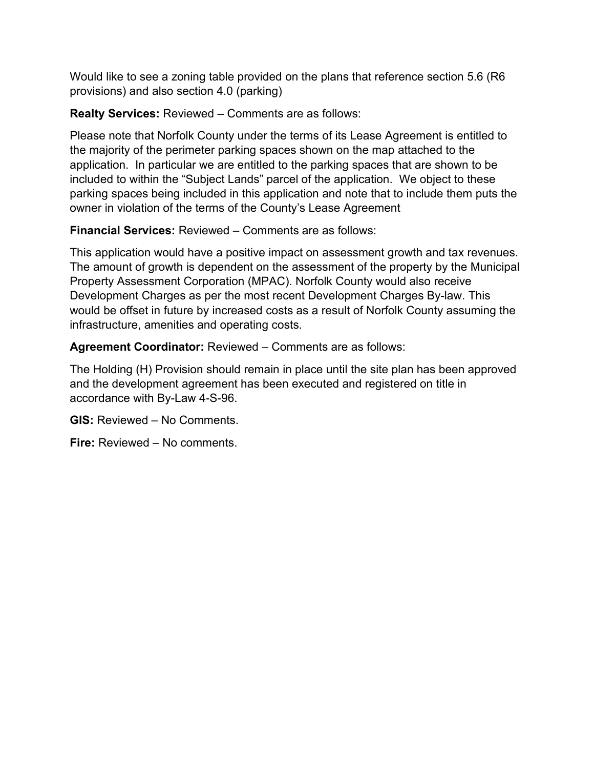Would like to see a zoning table provided on the plans that reference section 5.6 (R6 provisions) and also section 4.0 (parking)

**Realty Services:** Reviewed – Comments are as follows:

Please note that Norfolk County under the terms of its Lease Agreement is entitled to the majority of the perimeter parking spaces shown on the map attached to the application. In particular we are entitled to the parking spaces that are shown to be included to within the "Subject Lands" parcel of the application. We object to these parking spaces being included in this application and note that to include them puts the owner in violation of the terms of the County's Lease Agreement

**Financial Services:** Reviewed – Comments are as follows:

This application would have a positive impact on assessment growth and tax revenues. The amount of growth is dependent on the assessment of the property by the Municipal Property Assessment Corporation (MPAC). Norfolk County would also receive Development Charges as per the most recent Development Charges By-law. This would be offset in future by increased costs as a result of Norfolk County assuming the infrastructure, amenities and operating costs.

**Agreement Coordinator:** Reviewed – Comments are as follows:

The Holding (H) Provision should remain in place until the site plan has been approved and the development agreement has been executed and registered on title in accordance with By-Law 4-S-96.

**GIS:** Reviewed – No Comments.

**Fire:** Reviewed – No comments.